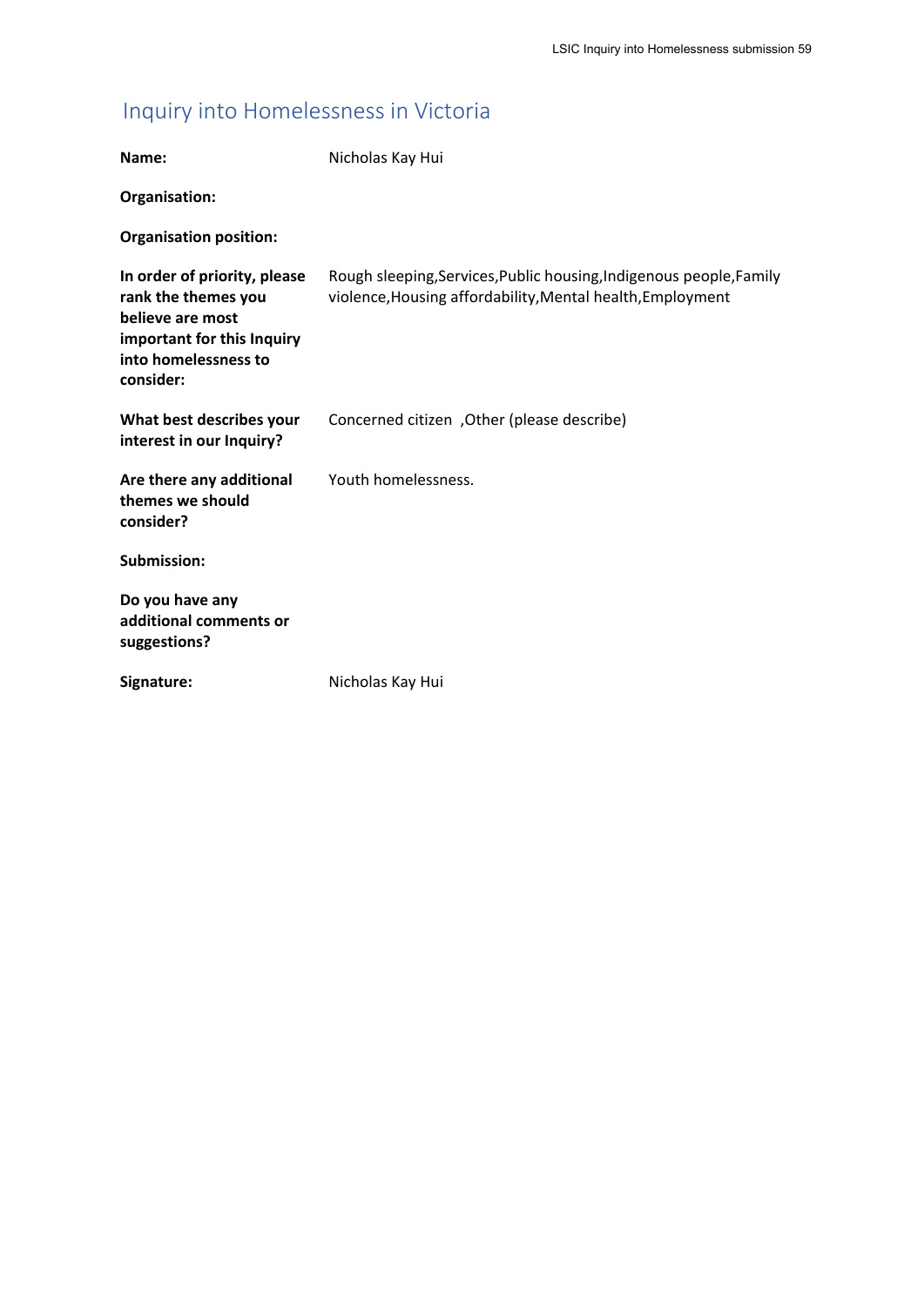# Inquiry into Homelessness in Victoria

**Name:** Nicholas Kay Hui

**Organisation:**

**Organisation position:**

**In order of priority, please rank the themes you believe are most important for this Inquiry into homelessness to consider:** Rough sleeping,Services,Public housing,Indigenous people,Family violence,Housing affordability,Mental health,Employment

**What best describes your interest in our Inquiry?** Concerned citizen ,Other (please describe)

**Are there any additional themes we should consider?** Youth homelessness.

**Submission:**

**Do you have any additional comments or suggestions?**

**Signature:** Nicholas Kay Hui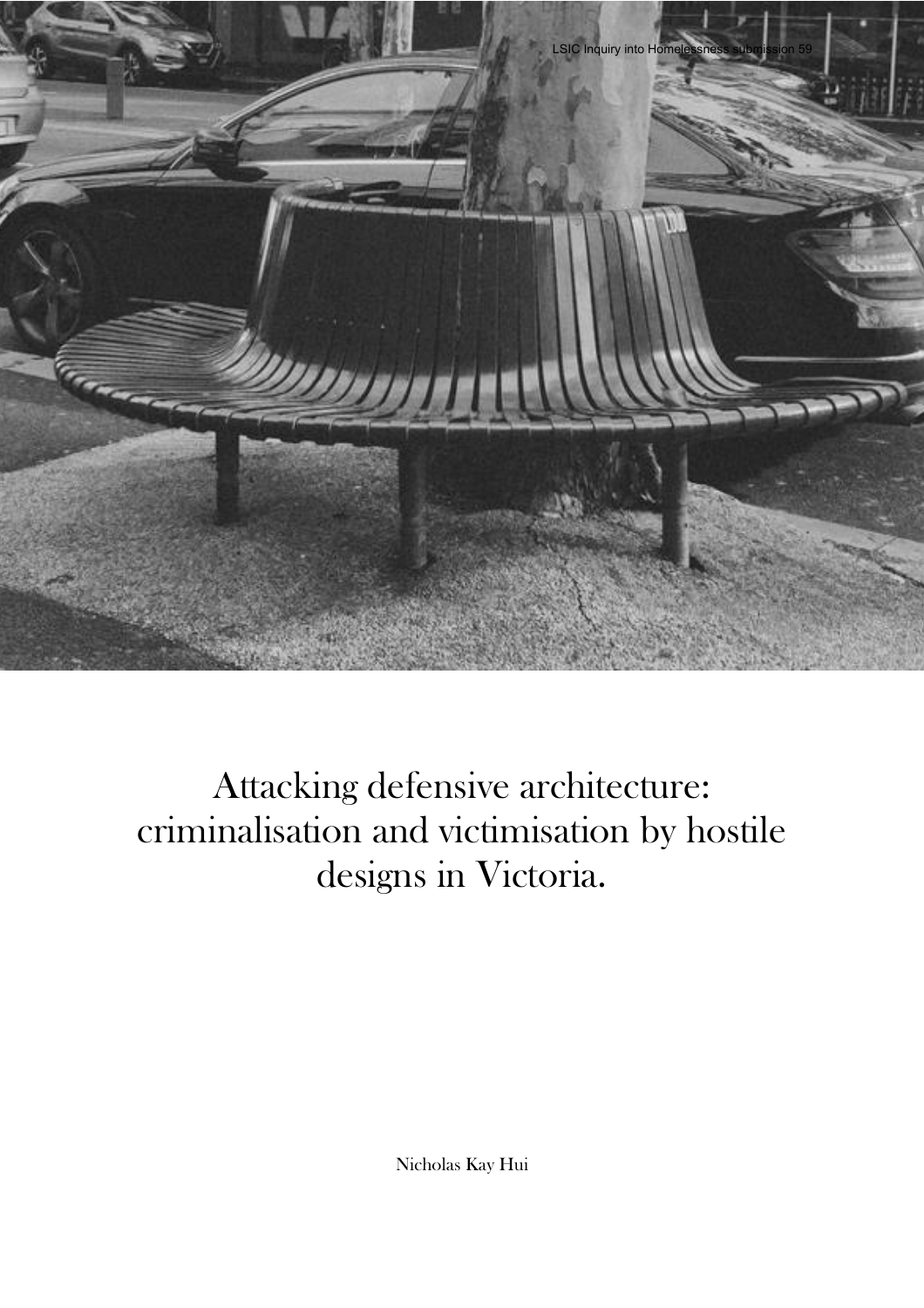# Attacking defensive architecture: criminalisation and victimisation by hostile designs in Victoria.

Nicholas Kay Hui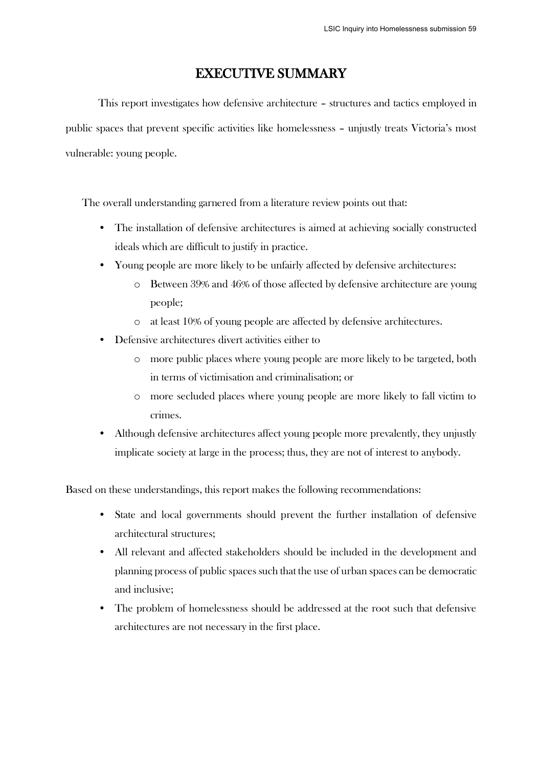# EXECUTIVE SUMMARY

This report investigates how defensive architecture – structures and tactics employed in public spaces that prevent specific activities like homelessness – unjustly treats Victoria's most vulnerable: young people.

The overall understanding garnered from a literature review points out that:

- The installation of defensive architectures is aimed at achieving socially constructed ideals which are difficult to justify in practice.
- Young people are more likely to be unfairly affected by defensive architectures:
  - Between 39% and 46% of those affected by defensive architecture are young people;
  - at least 10% of young people are affected by defensive architectures.
- Defensive architectures divert activities either to
  - more public places where young people are more likely to be targeted, both in terms of victimisation and criminalisation; or
  - more secluded places where young people are more likely to fall victim to crimes.
- Although defensive architectures affect young people more prevalently, they unjustly implicate society at large in the process; thus, they are not of interest to anybody.

Based on these understandings, this report makes the following recommendations:

- State and local governments should prevent the further installation of defensive architectural structures;
- All relevant and affected stakeholders should be included in the development and planning process of public spaces such that the use of urban spaces can be democratic and inclusive;
- The problem of homelessness should be addressed at the root such that defensive architectures are not necessary in the first place.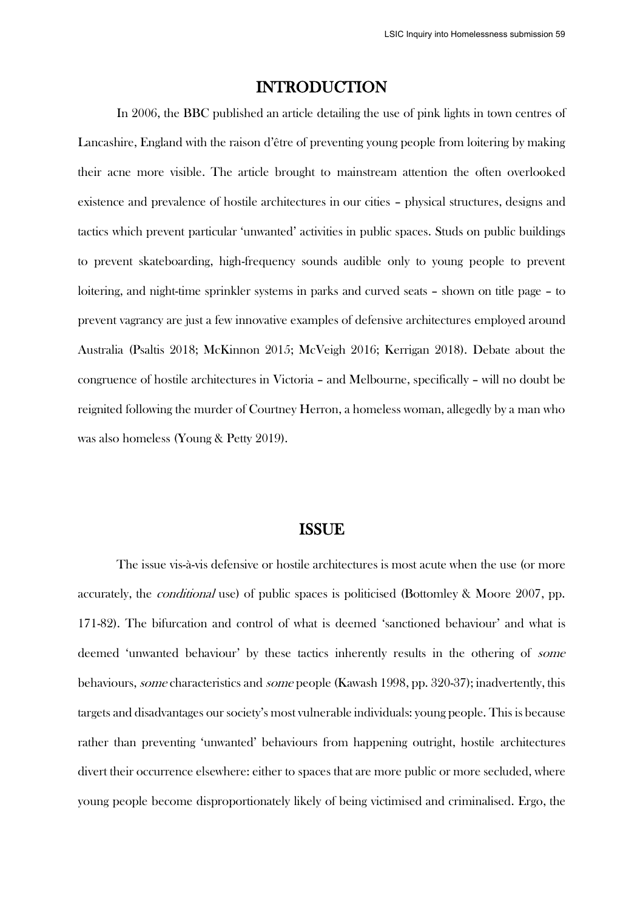# INTRODUCTION

In 2006, the BBC published an article detailing the use of pink lights in town centres of Lancashire, England with the raison d'être of preventing young people from loitering by making their acne more visible. The article brought to mainstream attention the often overlooked existence and prevalence of hostile architectures in our cities – physical structures, designs and tactics which prevent particular 'unwanted' activities in public spaces. Studs on public buildings to prevent skateboarding, high-frequency sounds audible only to young people to prevent loitering, and night-time sprinkler systems in parks and curved seats – shown on title page – to prevent vagrancy are just a few innovative examples of defensive architectures employed around Australia (Psaltis 2018; McKinnon 2015; McVeigh 2016; Kerrigan 2018). Debate about the congruence of hostile architectures in Victoria – and Melbourne, specifically – will no doubt be reignited following the murder of Courtney Herron, a homeless woman, allegedly by a man who was also homeless (Young & Petty 2019).

# ISSUE

The issue vis-à-vis defensive or hostile architectures is most acute when the use (or more accurately, the *conditional* use) of public spaces is politicised (Bottomley & Moore 2007, pp. 171-82). The bifurcation and control of what is deemed 'sanctioned behaviour' and what is deemed 'unwanted behaviour' by these tactics inherently results in the othering of *some* behaviours, *some* characteristics and *some* people (Kawash 1998, pp. 320-37); inadvertently, this targets and disadvantages our society's most vulnerable individuals: young people. This is because rather than preventing 'unwanted' behaviours from happening outright, hostile architectures divert their occurrence elsewhere: either to spaces that are more public or more secluded, where young people become disproportionately likely of being victimised and criminalised. Ergo, the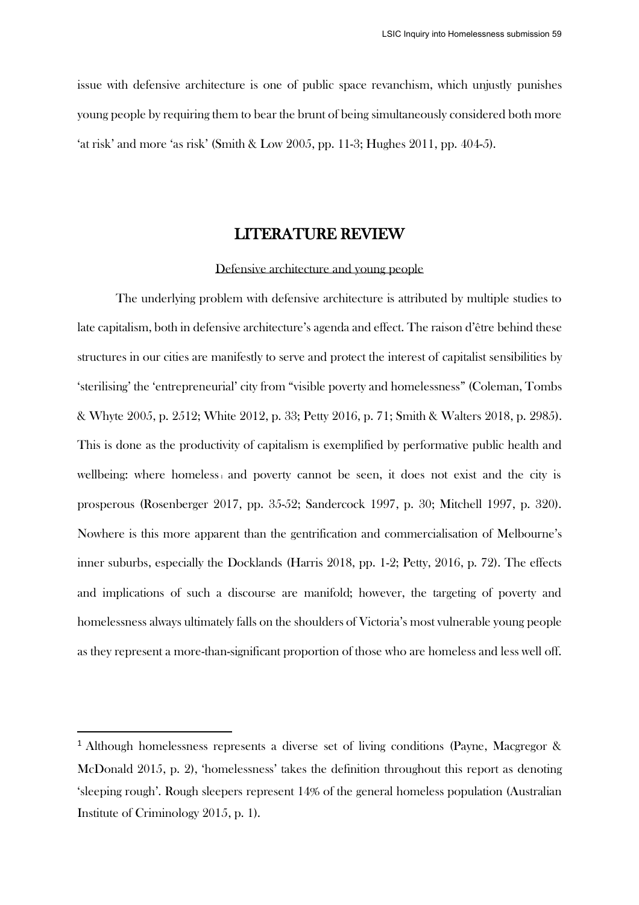issue with defensive architecture is one of public space revanchism, which unjustly punishes young people by requiring them to bear the brunt of being simultaneously considered both more 'at risk' and more 'as risk' (Smith & Low 2005, pp. 11-3; Hughes 2011, pp. 404-5).

## LITERATURE REVIEW

### Defensive architecture and young people

The underlying problem with defensive architecture is attributed by multiple studies to late capitalism, both in defensive architecture's agenda and effect. The raison d'être behind these structures in our cities are manifestly to serve and protect the interest of capitalist sensibilities by 'sterilising' the 'entrepreneurial' city from "visible poverty and homelessness" (Coleman, Tombs & Whyte 2005, p. 2512; White 2012, p. 33; Petty 2016, p. 71; Smith & Walters 2018, p. 2985). This is done as the productivity of capitalism is exemplified by performative public health and wellbeing: where homeless[1] and poverty cannot be seen, it does not exist and the city is prosperous (Rosenberger 2017, pp. 35-52; Sandercock 1997, p. 30; Mitchell 1997, p. 320). Nowhere is this more apparent than the gentrification and commercialisation of Melbourne's inner suburbs, especially the Docklands (Harris 2018, pp. 1-2; Petty, 2016, p. 72). The effects and implications of such a discourse are manifold; however, the targeting of poverty and homelessness always ultimately falls on the shoulders of Victoria's most vulnerable young people as they represent a more-than-significant proportion of those who are homeless and less well off.

---

[1] Although homelessness represents a diverse set of living conditions (Payne, Macgregor & McDonald 2015, p. 2), 'homelessness' takes the definition throughout this report as denoting 'sleeping rough'. Rough sleepers represent 14% of the general homeless population (Australian Institute of Criminology 2015, p. 1).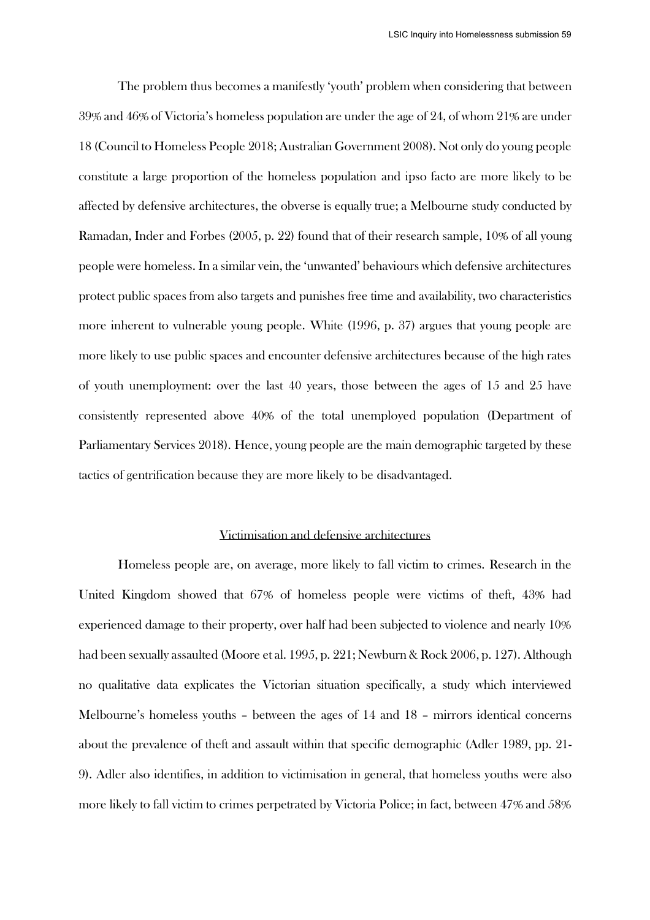The problem thus becomes a manifestly 'youth' problem when considering that between 39% and 46% of Victoria's homeless population are under the age of 24, of whom 21% are under 18 (Council to Homeless People 2018; Australian Government 2008). Not only do young people constitute a large proportion of the homeless population and ipso facto are more likely to be affected by defensive architectures, the obverse is equally true; a Melbourne study conducted by Ramadan, Inder and Forbes (2005, p. 22) found that of their research sample, 10% of all young people were homeless. In a similar vein, the 'unwanted' behaviours which defensive architectures protect public spaces from also targets and punishes free time and availability, two characteristics more inherent to vulnerable young people. White (1996, p. 37) argues that young people are more likely to use public spaces and encounter defensive architectures because of the high rates of youth unemployment: over the last 40 years, those between the ages of 15 and 25 have consistently represented above 40% of the total unemployed population (Department of Parliamentary Services 2018). Hence, young people are the main demographic targeted by these tactics of gentrification because they are more likely to be disadvantaged.

## Victimisation and defensive architectures

Homeless people are, on average, more likely to fall victim to crimes. Research in the United Kingdom showed that 67% of homeless people were victims of theft, 43% had experienced damage to their property, over half had been subjected to violence and nearly 10% had been sexually assaulted (Moore et al. 1995, p. 221; Newburn & Rock 2006, p. 127). Although no qualitative data explicates the Victorian situation specifically, a study which interviewed Melbourne's homeless youths – between the ages of 14 and 18 – mirrors identical concerns about the prevalence of theft and assault within that specific demographic (Adler 1989, pp. 21-9). Adler also identifies, in addition to victimisation in general, that homeless youths were also more likely to fall victim to crimes perpetrated by Victoria Police; in fact, between 47% and 58%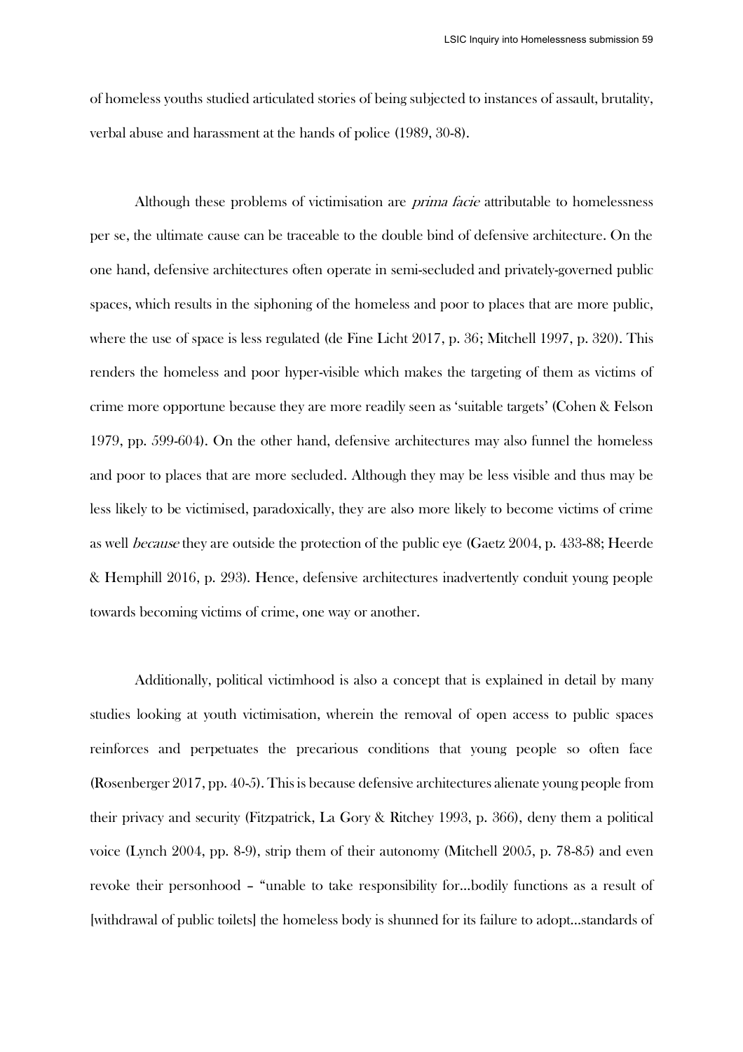of homeless youths studied articulated stories of being subjected to instances of assault, brutality, verbal abuse and harassment at the hands of police (1989, 30-8).

Although these problems of victimisation are *prima facie* attributable to homelessness per se, the ultimate cause can be traceable to the double bind of defensive architecture. On the one hand, defensive architectures often operate in semi-secluded and privately-governed public spaces, which results in the siphoning of the homeless and poor to places that are more public, where the use of space is less regulated (de Fine Licht 2017, p. 36; Mitchell 1997, p. 320). This renders the homeless and poor hyper-visible which makes the targeting of them as victims of crime more opportune because they are more readily seen as 'suitable targets' (Cohen & Felson 1979, pp. 599-604). On the other hand, defensive architectures may also funnel the homeless and poor to places that are more secluded. Although they may be less visible and thus may be less likely to be victimised, paradoxically, they are also more likely to become victims of crime as well *because* they are outside the protection of the public eye (Gaetz 2004, p. 433-88; Heerde & Hemphill 2016, p. 293). Hence, defensive architectures inadvertently conduit young people towards becoming victims of crime, one way or another.

Additionally, political victimhood is also a concept that is explained in detail by many studies looking at youth victimisation, wherein the removal of open access to public spaces reinforces and perpetuates the precarious conditions that young people so often face (Rosenberger 2017, pp. 40-5). This is because defensive architectures alienate young people from their privacy and security (Fitzpatrick, La Gory & Ritchey 1993, p. 366), deny them a political voice (Lynch 2004, pp. 8-9), strip them of their autonomy (Mitchell 2005, p. 78-85) and even revoke their personhood – "unable to take responsibility for…bodily functions as a result of [withdrawal of public toilets] the homeless body is shunned for its failure to adopt…standards of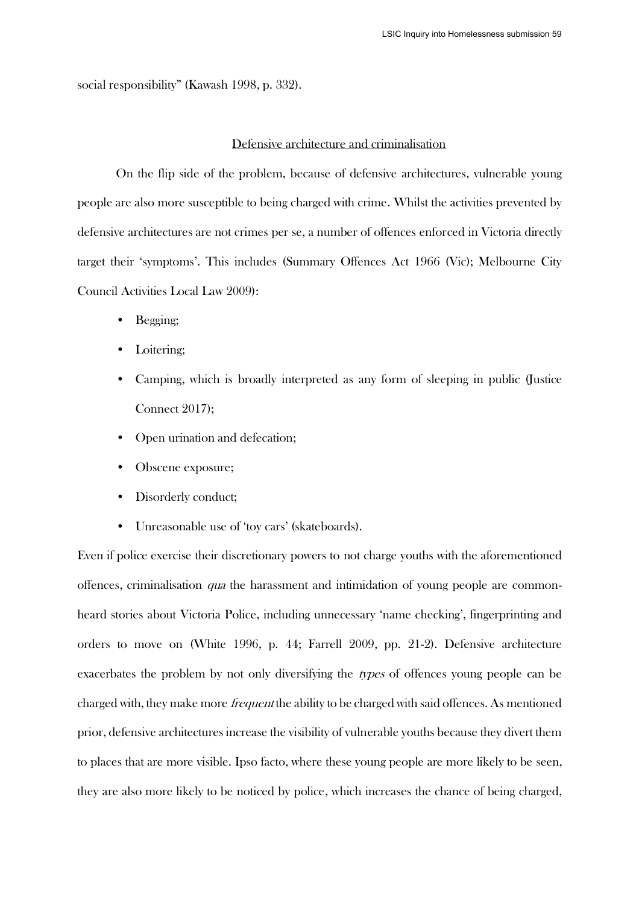social responsibility" (Kawash 1998, p. 332).

## Defensive architecture and criminalisation

On the flip side of the problem, because of defensive architectures, vulnerable young people are also more susceptible to being charged with crime. Whilst the activities prevented by defensive architectures are not crimes per se, a number of offences enforced in Victoria directly target their 'symptoms'. This includes (Summary Offences Act 1966 (Vic); Melbourne City Council Activities Local Law 2009):

- Begging;
- Loitering;
- Camping, which is broadly interpreted as any form of sleeping in public (Justice Connect 2017);
- Open urination and defecation;
- Obscene exposure;
- Disorderly conduct;
- Unreasonable use of 'toy cars' (skateboards).

Even if police exercise their discretionary powers to not charge youths with the aforementioned offences, criminalisation *qua* the harassment and intimidation of young people are common-heard stories about Victoria Police, including unnecessary 'name checking', fingerprinting and orders to move on (White 1996, p. 44; Farrell 2009, pp. 21-2). Defensive architecture exacerbates the problem by not only diversifying the *types* of offences young people can be charged with, they make more *frequent* the ability to be charged with said offences. As mentioned prior, defensive architectures increase the visibility of vulnerable youths because they divert them to places that are more visible. Ipso facto, where these young people are more likely to be seen, they are also more likely to be noticed by police, which increases the chance of being charged,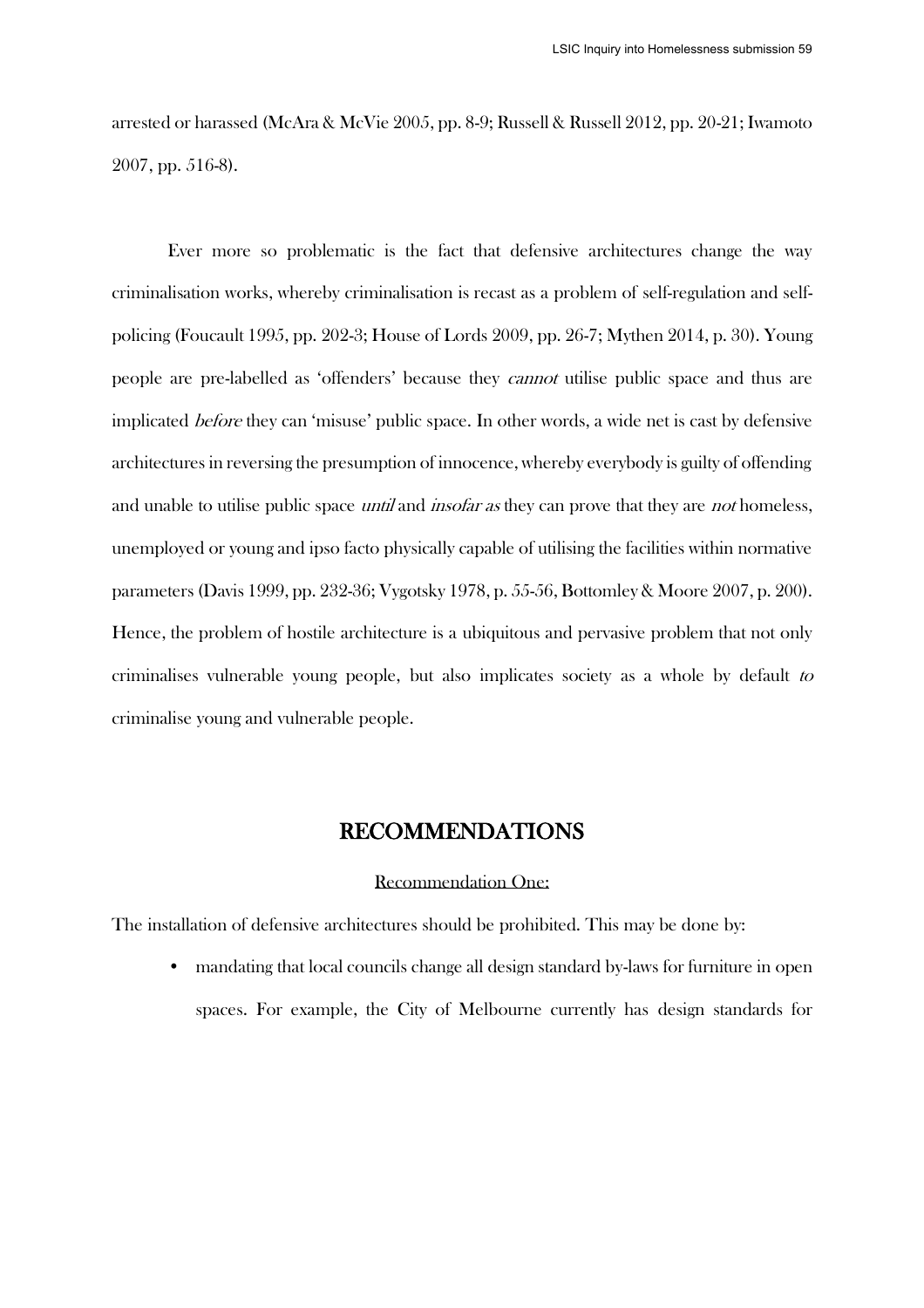arrested or harassed (McAra & McVie 2005, pp. 8-9; Russell & Russell 2012, pp. 20-21; Iwamoto 2007, pp. 516-8).

Ever more so problematic is the fact that defensive architectures change the way criminalisation works, whereby criminalisation is recast as a problem of self-regulation and self-policing (Foucault 1995, pp. 202-3; House of Lords 2009, pp. 26-7; Mythen 2014, p. 30). Young people are pre-labelled as 'offenders' because they *cannot* utilise public space and thus are implicated *before* they can 'misuse' public space. In other words, a wide net is cast by defensive architectures in reversing the presumption of innocence, whereby everybody is guilty of offending and unable to utilise public space *until* and *insofar as* they can prove that they are *not* homeless, unemployed or young and ipso facto physically capable of utilising the facilities within normative parameters (Davis 1999, pp. 232-36; Vygotsky 1978, p. 55-56, Bottomley & Moore 2007, p. 200). Hence, the problem of hostile architecture is a ubiquitous and pervasive problem that not only criminalises vulnerable young people, but also implicates society as a whole by default *to* criminalise young and vulnerable people.

## RECOMMENDATIONS

### Recommendation One:

The installation of defensive architectures should be prohibited. This may be done by:

- mandating that local councils change all design standard by-laws for furniture in open spaces. For example, the City of Melbourne currently has design standards for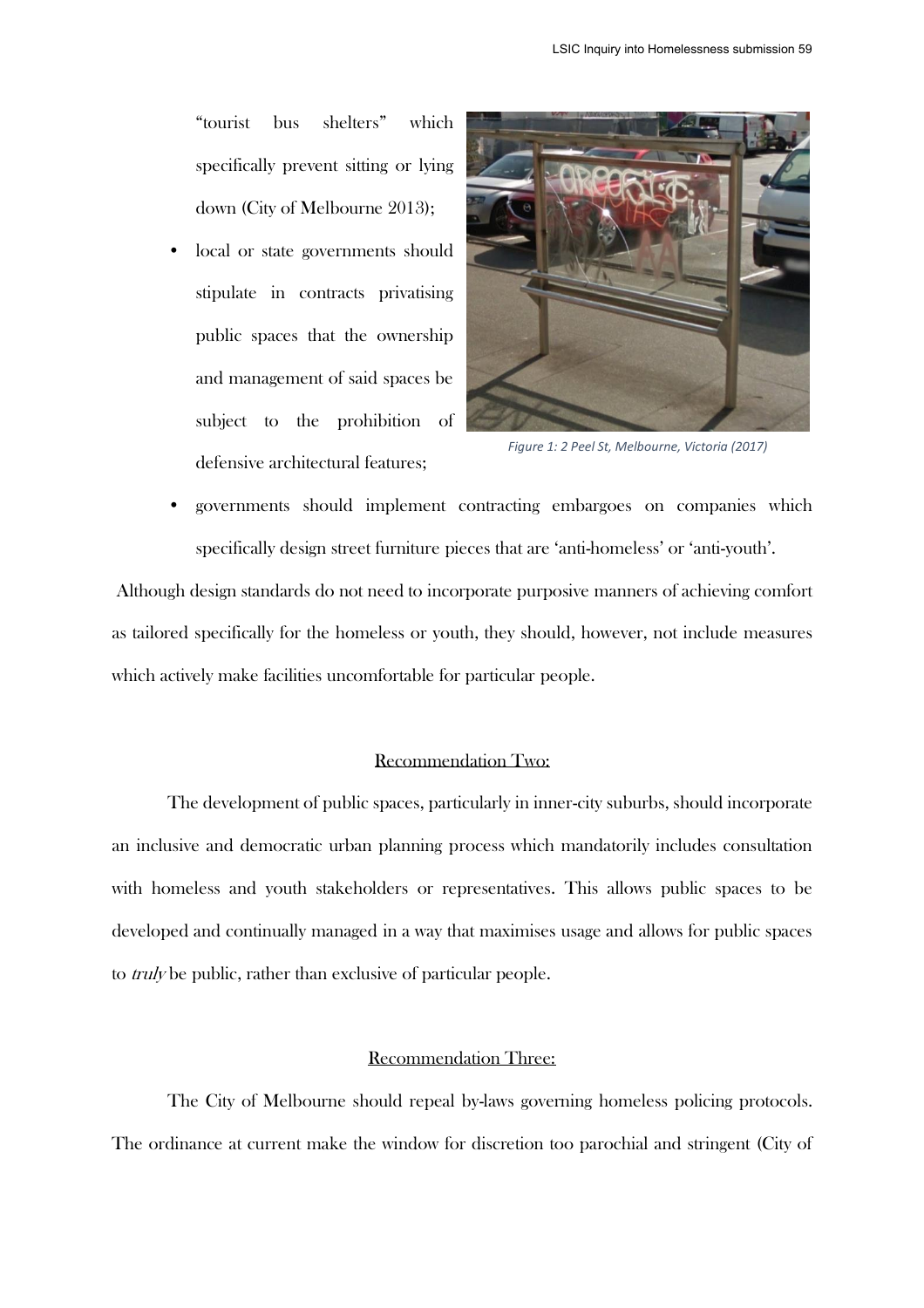"tourist bus shelters" which specifically prevent sitting or lying down (City of Melbourne 2013);

- local or state governments should stipulate in contracts privatising public spaces that the ownership and management of said spaces be subject to the prohibition of defensive architectural features;

*Figure 1: 2 Peel St, Melbourne, Victoria (2017)*

- governments should implement contracting embargoes on companies which specifically design street furniture pieces that are 'anti-homeless' or 'anti-youth'.

Although design standards do not need to incorporate purposive manners of achieving comfort as tailored specifically for the homeless or youth, they should, however, not include measures which actively make facilities uncomfortable for particular people.

## Recommendation Two:

The development of public spaces, particularly in inner-city suburbs, should incorporate an inclusive and democratic urban planning process which mandatorily includes consultation with homeless and youth stakeholders or representatives. This allows public spaces to be developed and continually managed in a way that maximises usage and allows for public spaces to *truly* be public, rather than exclusive of particular people.

## Recommendation Three:

The City of Melbourne should repeal by-laws governing homeless policing protocols. The ordinance at current make the window for discretion too parochial and stringent (City of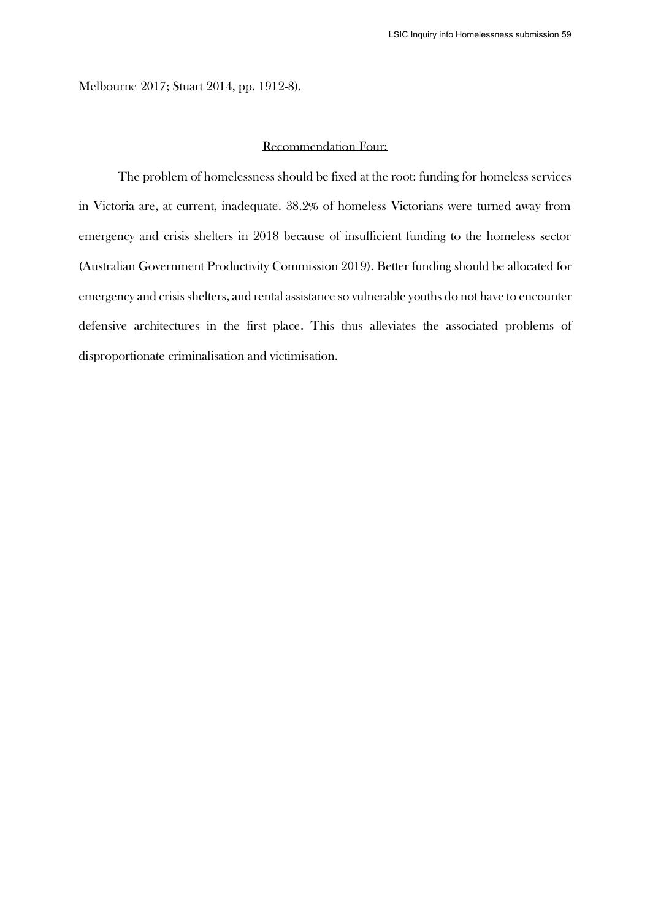Melbourne 2017; Stuart 2014, pp. 1912-8).

## Recommendation Four:

The problem of homelessness should be fixed at the root: funding for homeless services in Victoria are, at current, inadequate. 38.2% of homeless Victorians were turned away from emergency and crisis shelters in 2018 because of insufficient funding to the homeless sector (Australian Government Productivity Commission 2019). Better funding should be allocated for emergency and crisis shelters, and rental assistance so vulnerable youths do not have to encounter defensive architectures in the first place. This thus alleviates the associated problems of disproportionate criminalisation and victimisation.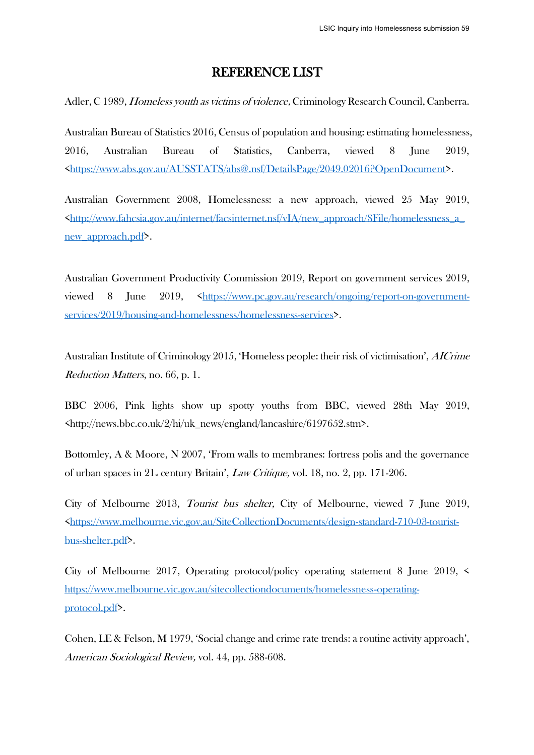# REFERENCE LIST

Adler, C 1989, *Homeless youth as victims of violence,* Criminology Research Council, Canberra.

Australian Bureau of Statistics 2016, Census of population and housing: estimating homelessness, 2016, Australian Bureau of Statistics, Canberra, viewed 8 June 2019, <https://www.abs.gov.au/AUSSTATS/abs@.nsf/DetailsPage/2049.02016?OpenDocument>.

Australian Government 2008, Homelessness: a new approach, viewed 25 May 2019, <http://www.fahcsia.gov.au/internet/facsinternet.nsf/vIA/new_approach/$File/homelessness_a_new_approach.pdf>.

Australian Government Productivity Commission 2019, Report on government services 2019, viewed 8 June 2019, <https://www.pc.gov.au/research/ongoing/report-on-government-services/2019/housing-and-homelessness/homelessness-services>.

Australian Institute of Criminology 2015, 'Homeless people: their risk of victimisation', *AICrime Reduction Matters*, no. 66, p. 1.

BBC 2006, Pink lights show up spotty youths from BBC, viewed 28th May 2019, <http://news.bbc.co.uk/2/hi/uk_news/england/lancashire/6197652.stm>.

Bottomley, A & Moore, N 2007, 'From walls to membranes: fortress polis and the governance of urban spaces in 21st century Britain', *Law Critique,* vol. 18, no. 2, pp. 171-206.

City of Melbourne 2013, *Tourist bus shelter,* City of Melbourne, viewed 7 June 2019, <https://www.melbourne.vic.gov.au/SiteCollectionDocuments/design-standard-710-03-tourist-bus-shelter.pdf>.

City of Melbourne 2017, Operating protocol/policy operating statement 8 June 2019, < https://www.melbourne.vic.gov.au/sitecollectiondocuments/homelessness-operating-protocol.pdf>.

Cohen, LE & Felson, M 1979, 'Social change and crime rate trends: a routine activity approach', *American Sociological Review,* vol. 44, pp. 588-608.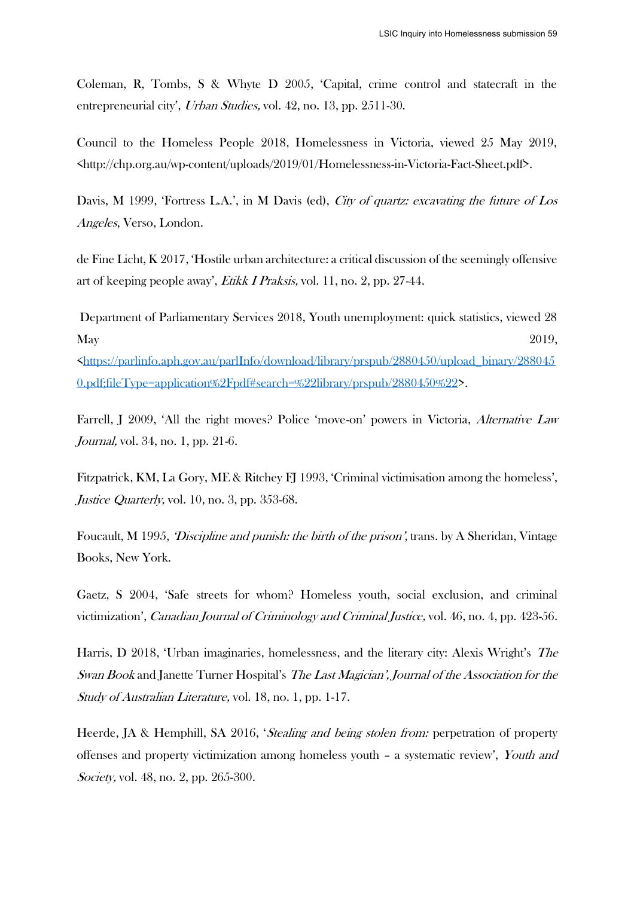Coleman, R, Tombs, S & Whyte D 2005, 'Capital, crime control and statecraft in the entrepreneurial city', *Urban Studies,* vol. 42, no. 13, pp. 2511-30.

Council to the Homeless People 2018, Homelessness in Victoria, viewed 25 May 2019, <http://chp.org.au/wp-content/uploads/2019/01/Homelessness-in-Victoria-Fact-Sheet.pdf>.

Davis, M 1999, 'Fortress L.A.', in M Davis (ed), *City of quartz: excavating the future of Los Angeles*, Verso, London.

de Fine Licht, K 2017, 'Hostile urban architecture: a critical discussion of the seemingly offensive art of keeping people away', *Etikk I Praksis,* vol. 11, no. 2, pp. 27-44.

Department of Parliamentary Services 2018, Youth unemployment: quick statistics, viewed 28 May 2019, <https://parlinfo.aph.gov.au/parlInfo/download/library/prspub/2880450/upload_binary/2880450.pdf;fileType=application%2Fpdf#search=%22library/prspub/2880450%22>.

Farrell, J 2009, 'All the right moves? Police 'move-on' powers in Victoria, *Alternative Law Journal,* vol. 34, no. 1, pp. 21-6.

Fitzpatrick, KM, La Gory, ME & Ritchey FJ 1993, 'Criminal victimisation among the homeless', *Justice Quarterly,* vol. 10, no. 3, pp. 353-68.

Foucault, M 1995, *'Discipline and punish: the birth of the prison'*, trans. by A Sheridan, Vintage Books, New York.

Gaetz, S 2004, 'Safe streets for whom? Homeless youth, social exclusion, and criminal victimization', *Canadian Journal of Criminology and Criminal Justice,* vol. 46, no. 4, pp. 423-56.

Harris, D 2018, 'Urban imaginaries, homelessness, and the literary city: Alexis Wright's *The Swan Book* and Janette Turner Hospital's *The Last Magician', Journal of the Association for the Study of Australian Literature,* vol. 18, no. 1, pp. 1-17.

Heerde, JA & Hemphill, SA 2016, '*Stealing and being stolen from:* perpetration of property offenses and property victimization among homeless youth – a systematic review', *Youth and Society,* vol. 48, no. 2, pp. 265-300.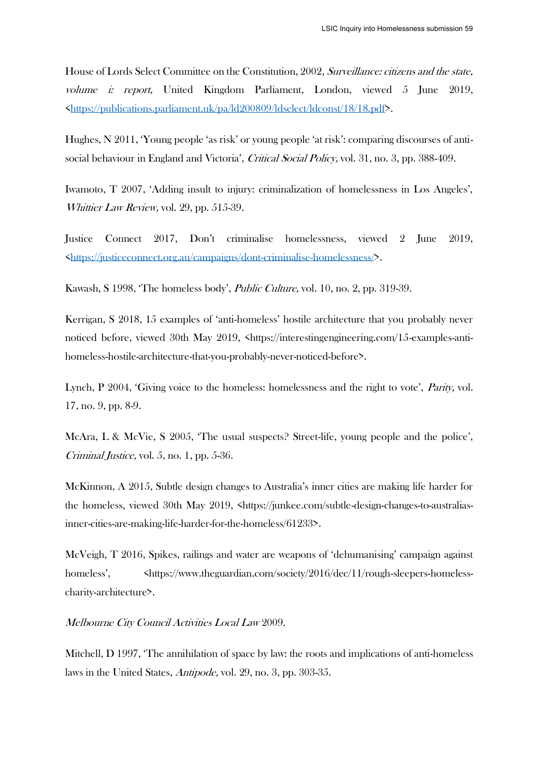House of Lords Select Committee on the Constitution, 2002, *Surveillance: citizens and the state, volume i: report,* United Kingdom Parliament, London, viewed 5 June 2019, <https://publications.parliament.uk/pa/ld200809/ldselect/ldconst/18/18.pdf>.

Hughes, N 2011, 'Young people 'as risk' or young people 'at risk': comparing discourses of anti-social behaviour in England and Victoria', *Critical Social Policy,* vol. 31, no. 3, pp. 388-409.

Iwamoto, T 2007, 'Adding insult to injury: criminalization of homelessness in Los Angeles', *Whittier Law Review,* vol. 29, pp. 515-39.

Justice Connect 2017, Don't criminalise homelessness, viewed 2 June 2019, <https://justiceconnect.org.au/campaigns/dont-criminalise-homelessness/>.

Kawash, S 1998, 'The homeless body', *Public Culture,* vol. 10, no. 2, pp. 319-39.

Kerrigan, S 2018, 15 examples of 'anti-homeless' hostile architecture that you probably never noticed before, viewed 30th May 2019, <https://interestingengineering.com/15-examples-anti-homeless-hostile-architecture-that-you-probably-never-noticed-before>.

Lynch, P 2004, 'Giving voice to the homeless: homelessness and the right to vote', *Parity,* vol. 17, no. 9, pp. 8-9.

McAra, L & McVie, S 2005, 'The usual suspects? Street-life, young people and the police', *Criminal Justice,* vol. 5, no. 1, pp. 5-36.

McKinnon, A 2015, Subtle design changes to Australia's inner cities are making life harder for the homeless, viewed 30th May 2019, <https://junkee.com/subtle-design-changes-to-australias-inner-cities-are-making-life-harder-for-the-homeless/61233>.

McVeigh, T 2016, Spikes, railings and water are weapons of 'dehumanising' campaign against homeless', <https://www.theguardian.com/society/2016/dec/11/rough-sleepers-homeless-charity-architecture>.

*Melbourne City Council Activities Local Law* 2009.

Mitchell, D 1997, 'The annihilation of space by law: the roots and implications of anti-homeless laws in the United States, *Antipode,* vol. 29, no. 3, pp. 303-35.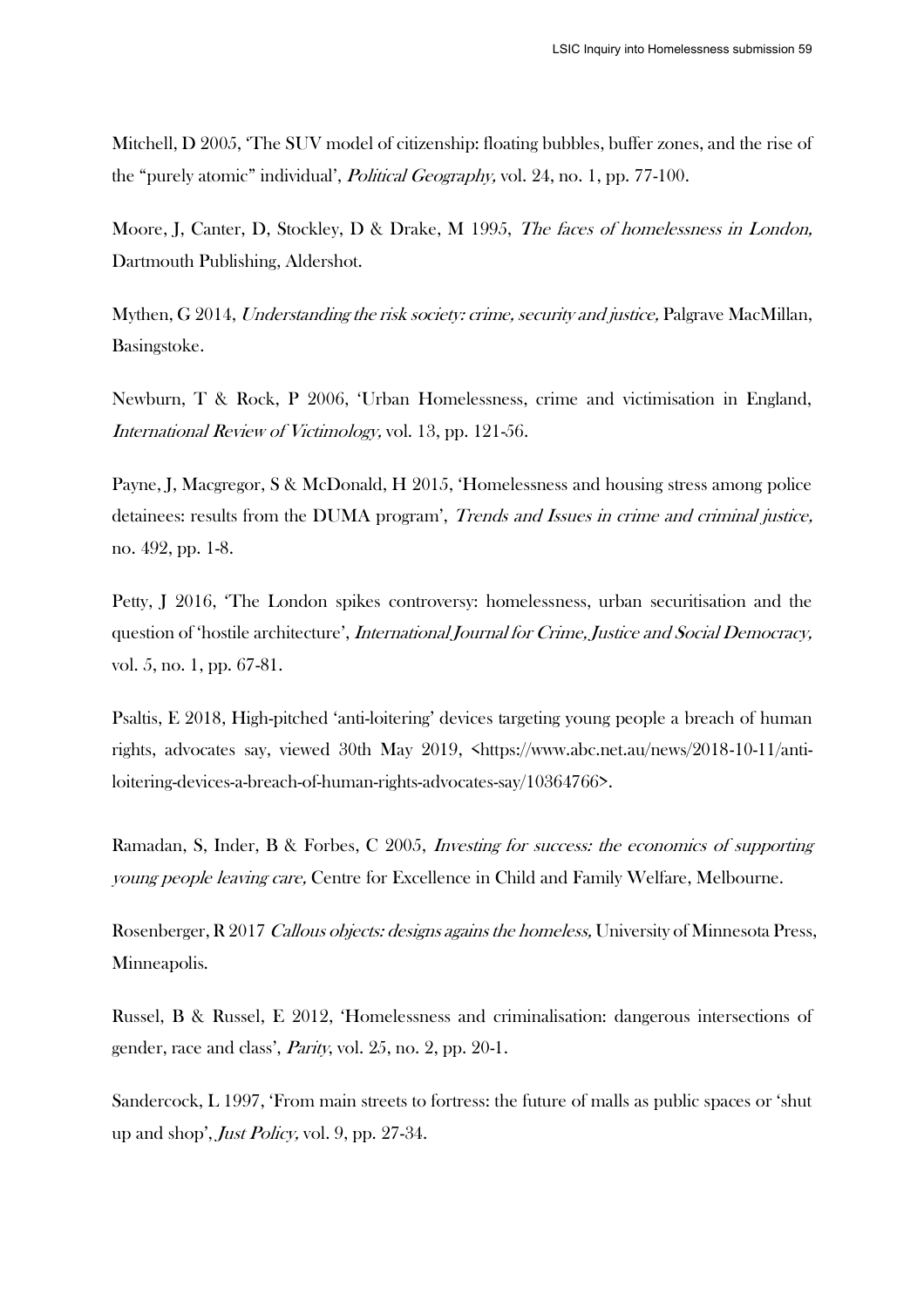Mitchell, D 2005, 'The SUV model of citizenship: floating bubbles, buffer zones, and the rise of the "purely atomic" individual', *Political Geography,* vol. 24, no. 1, pp. 77-100.

Moore, J, Canter, D, Stockley, D & Drake, M 1995, *The faces of homelessness in London,* Dartmouth Publishing, Aldershot.

Mythen, G 2014, *Understanding the risk society: crime, security and justice,* Palgrave MacMillan, Basingstoke.

Newburn, T & Rock, P 2006, 'Urban Homelessness, crime and victimisation in England, *International Review of Victimology,* vol. 13, pp. 121-56.

Payne, J, Macgregor, S & McDonald, H 2015, 'Homelessness and housing stress among police detainees: results from the DUMA program', *Trends and Issues in crime and criminal justice,* no. 492, pp. 1-8.

Petty, J 2016, 'The London spikes controversy: homelessness, urban securitisation and the question of 'hostile architecture', *International Journal for Crime, Justice and Social Democracy,* vol. 5, no. 1, pp. 67-81.

Psaltis, E 2018, High-pitched 'anti-loitering' devices targeting young people a breach of human rights, advocates say, viewed 30th May 2019, <https://www.abc.net.au/news/2018-10-11/anti-loitering-devices-a-breach-of-human-rights-advocates-say/10364766>.

Ramadan, S, Inder, B & Forbes, C 2005, *Investing for success: the economics of supporting young people leaving care,* Centre for Excellence in Child and Family Welfare, Melbourne.

Rosenberger, R 2017 *Callous objects: designs agains the homeless,* University of Minnesota Press, Minneapolis.

Russel, B & Russel, E 2012, 'Homelessness and criminalisation: dangerous intersections of gender, race and class', *Parity,* vol. 25, no. 2, pp. 20-1.

Sandercock, L 1997, 'From main streets to fortress: the future of malls as public spaces or 'shut up and shop', *Just Policy,* vol. 9, pp. 27-34.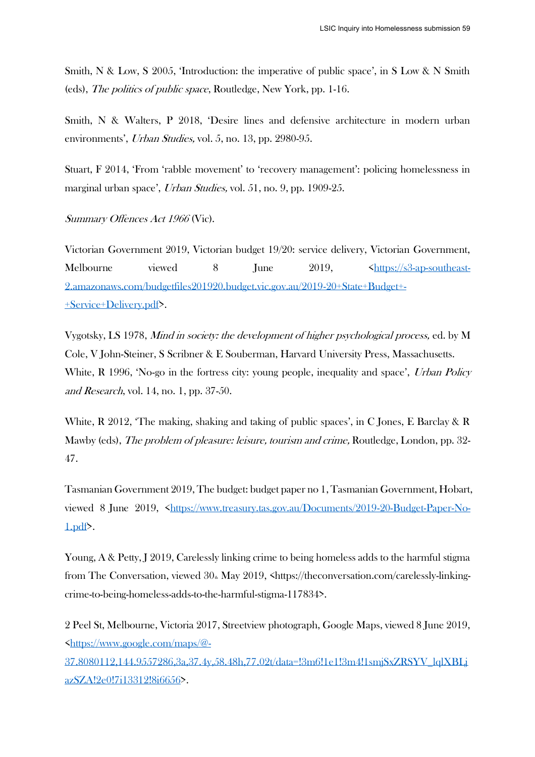Smith, N & Low, S 2005, 'Introduction: the imperative of public space', in S Low & N Smith (eds), *The politics of public space*, Routledge, New York, pp. 1-16.

Smith, N & Walters, P 2018, 'Desire lines and defensive architecture in modern urban environments', *Urban Studies,* vol. 5, no. 13, pp. 2980-95.

Stuart, F 2014, 'From 'rabble movement' to 'recovery management': policing homelessness in marginal urban space', *Urban Studies,* vol. 51, no. 9, pp. 1909-25.

*Summary Offences Act 1966* (Vic).

Victorian Government 2019, Victorian budget 19/20: service delivery, Victorian Government, Melbourne viewed 8 June 2019, <https://s3-ap-southeast-2.amazonaws.com/budgetfiles201920.budget.vic.gov.au/2019-20+State+Budget+-+Service+Delivery.pdf>.

Vygotsky, LS 1978, *Mind in society: the development of higher psychological process,* ed. by M Cole, V John-Steiner, S Scribner & E Souberman, Harvard University Press, Massachusetts.

White, R 1996, 'No-go in the fortress city: young people, inequality and space', *Urban Policy and Research*, vol. 14, no. 1, pp. 37-50.

White, R 2012, 'The making, shaking and taking of public spaces', in C Jones, E Barclay & R Mawby (eds), *The problem of pleasure: leisure, tourism and crime,* Routledge, London, pp. 32-47.

Tasmanian Government 2019, The budget: budget paper no 1, Tasmanian Government, Hobart, viewed 8 June 2019, <https://www.treasury.tas.gov.au/Documents/2019-20-Budget-Paper-No-1.pdf>.

Young, A & Petty, J 2019, Carelessly linking crime to being homeless adds to the harmful stigma from The Conversation, viewed 30th May 2019, <https://theconversation.com/carelessly-linking-crime-to-being-homeless-adds-to-the-harmful-stigma-117834>.

2 Peel St, Melbourne, Victoria 2017, Streetview photograph, Google Maps, viewed 8 June 2019, <https://www.google.com/maps/@-37.8080112,144.9557286,3a,37.4y,58.48h,77.02t/data=!3m6!1e1!3m4!1smjSxZRSYV_lqlXBLjazSZA!2e0!7i13312!8i6656>.